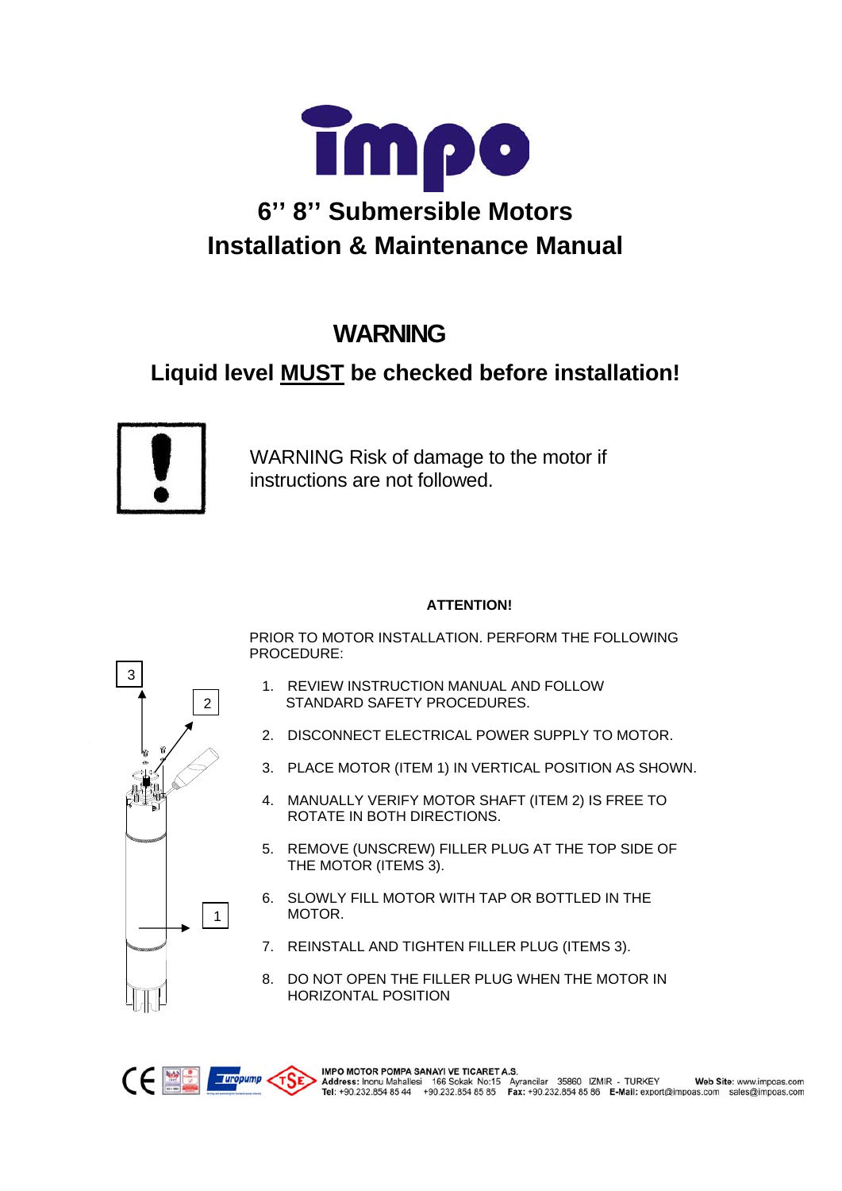# impo

# 6'' 8'' Submersible Motors
# Installation & Maintenance Manual

## WARNING

**Liquid level MUST be checked before installation!**

WARNING Risk of damage to the motor if instructions are not followed.

**ATTENTION!**

PRIOR TO MOTOR INSTALLATION. PERFORM THE FOLLOWING PROCEDURE:

1. REVIEW INSTRUCTION MANUAL AND FOLLOW STANDARD SAFETY PROCEDURES.
2. DISCONNECT ELECTRICAL POWER SUPPLY TO MOTOR.
3. PLACE MOTOR (ITEM 1) IN VERTICAL POSITION AS SHOWN.
4. MANUALLY VERIFY MOTOR SHAFT (ITEM 2) IS FREE TO ROTATE IN BOTH DIRECTIONS.
5. REMOVE (UNSCREW) FILLER PLUG AT THE TOP SIDE OF THE MOTOR (ITEMS 3).
6. SLOWLY FILL MOTOR WITH TAP OR BOTTLED IN THE MOTOR.
7. REINSTALL AND TIGHTEN FILLER PLUG (ITEMS 3).
8. DO NOT OPEN THE FILLER PLUG WHEN THE MOTOR IN HORIZONTAL POSITION

**IMPO MOTOR POMPA SANAYI VE TICARET A.S.**
**Address:** Inonu Mahallesi 166 Sokak No:15 Ayrancilar 35860 IZMIR - TURKEY **Web Site:** www.impoas.com
**Tel:** +90.232.854 85 44 +90.232.854 85 85 **Fax:** +90.232.854 85 86 **E-Mail:** export@impoas.com sales@impoas.com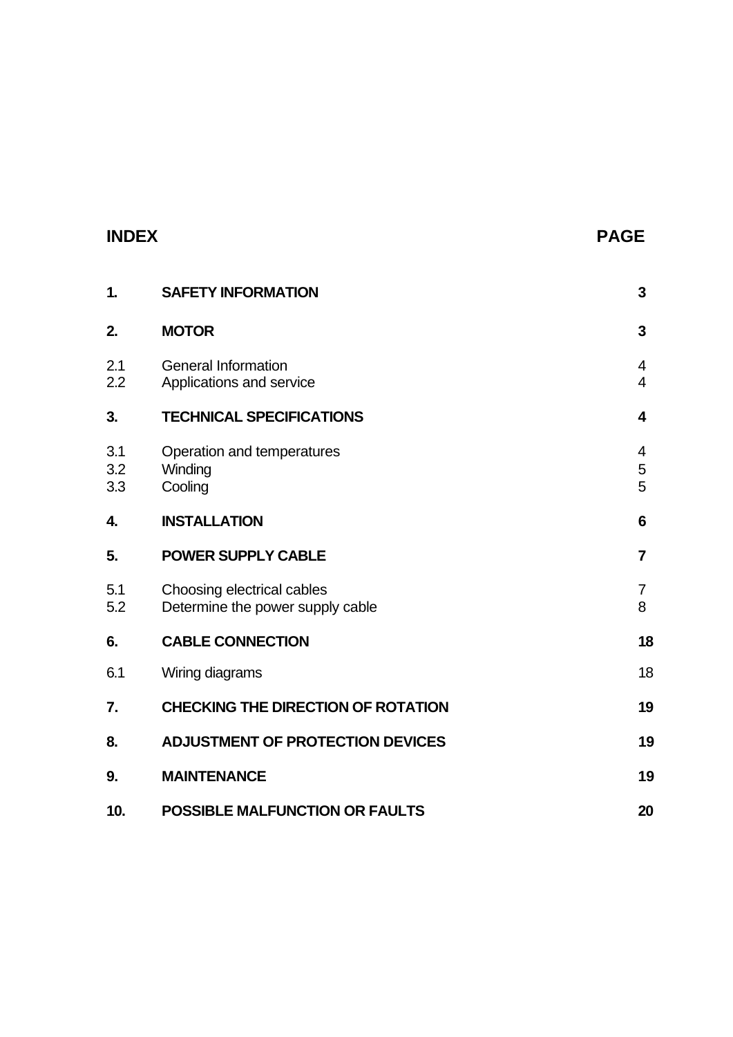## INDEX

| | | PAGE |
|---|---|---|
| **1.** | **SAFETY INFORMATION** | **3** |
| **2.** | **MOTOR** | **3** |
| 2.1 | General Information | 4 |
| 2.2 | Applications and service | 4 |
| **3.** | **TECHNICAL SPECIFICATIONS** | **4** |
| 3.1 | Operation and temperatures | 4 |
| 3.2 | Winding | 5 |
| 3.3 | Cooling | 5 |
| **4.** | **INSTALLATION** | **6** |
| **5.** | **POWER SUPPLY CABLE** | **7** |
| 5.1 | Choosing electrical cables | 7 |
| 5.2 | Determine the power supply cable | 8 |
| **6.** | **CABLE CONNECTION** | **18** |
| 6.1 | Wiring diagrams | 18 |
| **7.** | **CHECKING THE DIRECTION OF ROTATION** | **19** |
| **8.** | **ADJUSTMENT OF PROTECTION DEVICES** | **19** |
| **9.** | **MAINTENANCE** | **19** |
| **10.** | **POSSIBLE MALFUNCTION OR FAULTS** | **20** |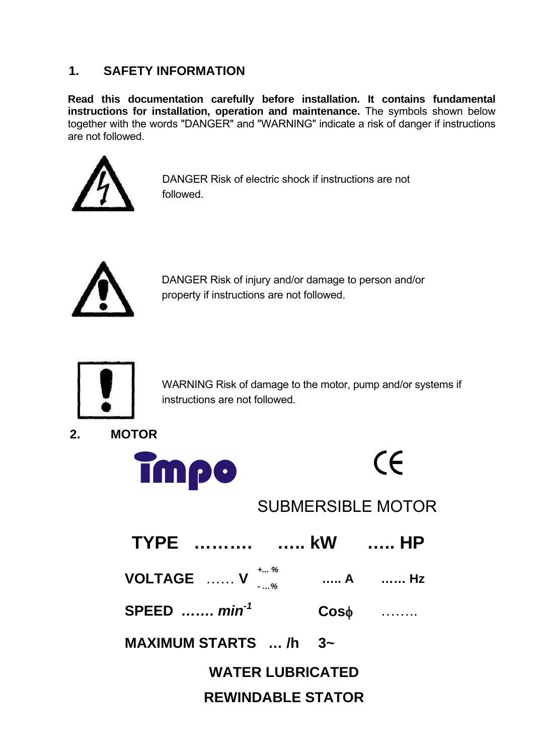## 1. SAFETY INFORMATION

**Read this documentation carefully before installation. It contains fundamental instructions for installation, operation and maintenance.** The symbols shown below together with the words "DANGER" and "WARNING" indicate a risk of danger if instructions are not followed.

DANGER Risk of electric shock if instructions are not followed.

DANGER Risk of injury and/or damage to person and/or property if instructions are not followed.

WARNING Risk of damage to the motor, pump and/or systems if instructions are not followed.

## 2. MOTOR

impo

CE

SUBMERSIBLE MOTOR

**TYPE ………. ….. kW ….. HP**

**VOLTAGE …… V** *+... %* *- ...%* **….. A …… Hz**

**SPEED *……. min$^{-1}$*** **Cosϕ** ……..

**MAXIMUM STARTS … /h 3~**

**WATER LUBRICATED**

**REWINDABLE STATOR**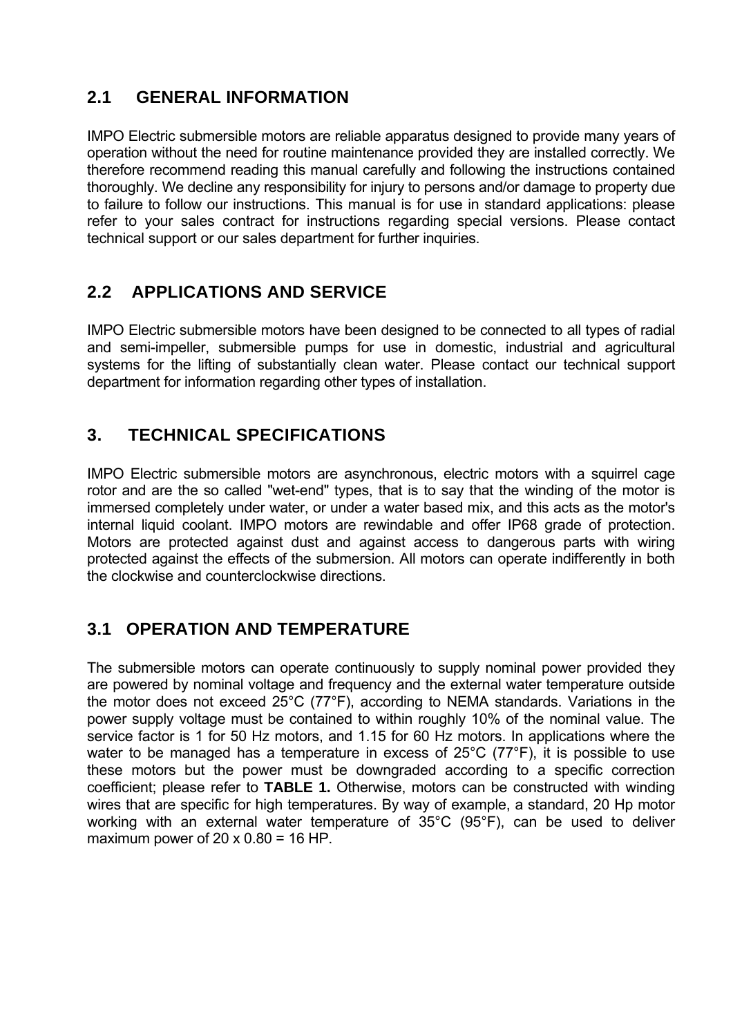## 2.1 GENERAL INFORMATION

IMPO Electric submersible motors are reliable apparatus designed to provide many years of operation without the need for routine maintenance provided they are installed correctly. We therefore recommend reading this manual carefully and following the instructions contained thoroughly. We decline any responsibility for injury to persons and/or damage to property due to failure to follow our instructions. This manual is for use in standard applications: please refer to your sales contract for instructions regarding special versions. Please contact technical support or our sales department for further inquiries.

## 2.2 APPLICATIONS AND SERVICE

IMPO Electric submersible motors have been designed to be connected to all types of radial and semi-impeller, submersible pumps for use in domestic, industrial and agricultural systems for the lifting of substantially clean water. Please contact our technical support department for information regarding other types of installation.

# 3. TECHNICAL SPECIFICATIONS

IMPO Electric submersible motors are asynchronous, electric motors with a squirrel cage rotor and are the so called "wet-end" types, that is to say that the winding of the motor is immersed completely under water, or under a water based mix, and this acts as the motor's internal liquid coolant. IMPO motors are rewindable and offer IP68 grade of protection. Motors are protected against dust and against access to dangerous parts with wiring protected against the effects of the submersion. All motors can operate indifferently in both the clockwise and counterclockwise directions.

## 3.1 OPERATION AND TEMPERATURE

The submersible motors can operate continuously to supply nominal power provided they are powered by nominal voltage and frequency and the external water temperature outside the motor does not exceed 25°C (77°F), according to NEMA standards. Variations in the power supply voltage must be contained to within roughly 10% of the nominal value. The service factor is 1 for 50 Hz motors, and 1.15 for 60 Hz motors. In applications where the water to be managed has a temperature in excess of 25°C (77°F), it is possible to use these motors but the power must be downgraded according to a specific correction coefficient; please refer to **TABLE 1.** Otherwise, motors can be constructed with winding wires that are specific for high temperatures. By way of example, a standard, 20 Hp motor working with an external water temperature of 35°C (95°F), can be used to deliver maximum power of 20 x 0.80 = 16 HP.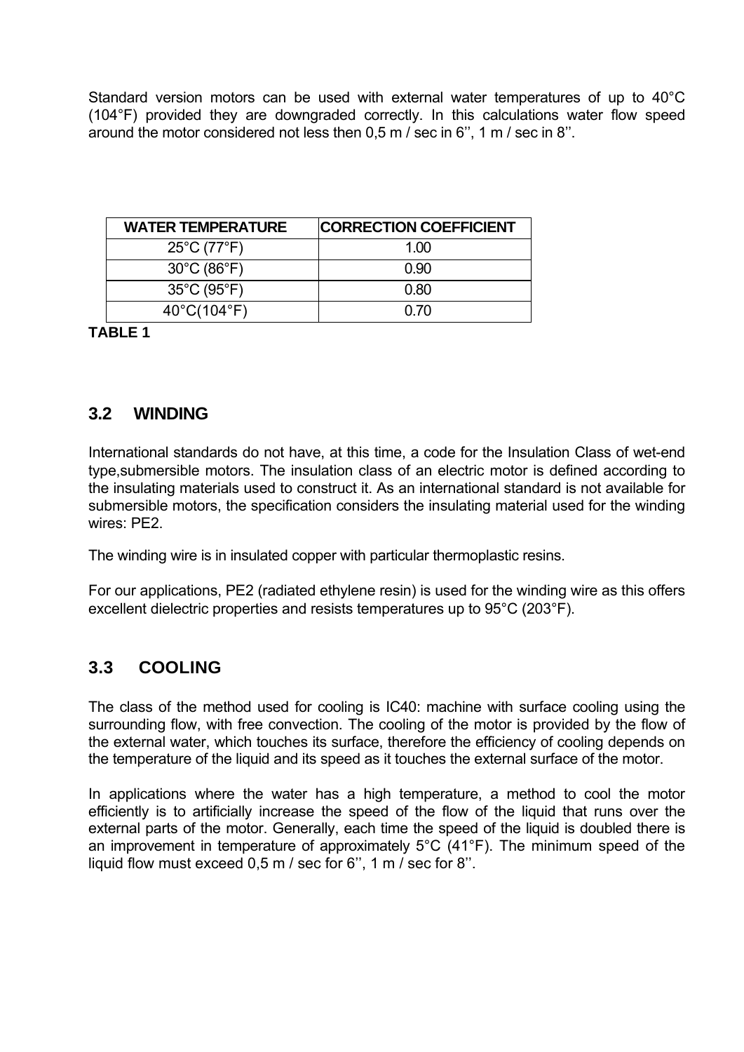Standard version motors can be used with external water temperatures of up to 40°C (104°F) provided they are downgraded correctly. In this calculations water flow speed around the motor considered not less then 0,5 m / sec in 6'', 1 m / sec in 8''.

| WATER TEMPERATURE | CORRECTION COEFFICIENT |
|---|---|
| 25°C (77°F) | 1.00 |
| 30°C (86°F) | 0.90 |
| 35°C (95°F) | 0.80 |
| 40°C(104°F) | 0.70 |

**TABLE 1**

## 3.2 WINDING

International standards do not have, at this time, a code for the Insulation Class of wet-end type,submersible motors. The insulation class of an electric motor is defined according to the insulating materials used to construct it. As an international standard is not available for submersible motors, the specification considers the insulating material used for the winding wires: PE2.

The winding wire is in insulated copper with particular thermoplastic resins.

For our applications, PE2 (radiated ethylene resin) is used for the winding wire as this offers excellent dielectric properties and resists temperatures up to 95°C (203°F).

## 3.3 COOLING

The class of the method used for cooling is IC40: machine with surface cooling using the surrounding flow, with free convection. The cooling of the motor is provided by the flow of the external water, which touches its surface, therefore the efficiency of cooling depends on the temperature of the liquid and its speed as it touches the external surface of the motor.

In applications where the water has a high temperature, a method to cool the motor efficiently is to artificially increase the speed of the flow of the liquid that runs over the external parts of the motor. Generally, each time the speed of the liquid is doubled there is an improvement in temperature of approximately 5°C (41°F). The minimum speed of the liquid flow must exceed 0,5 m / sec for 6'', 1 m / sec for 8''.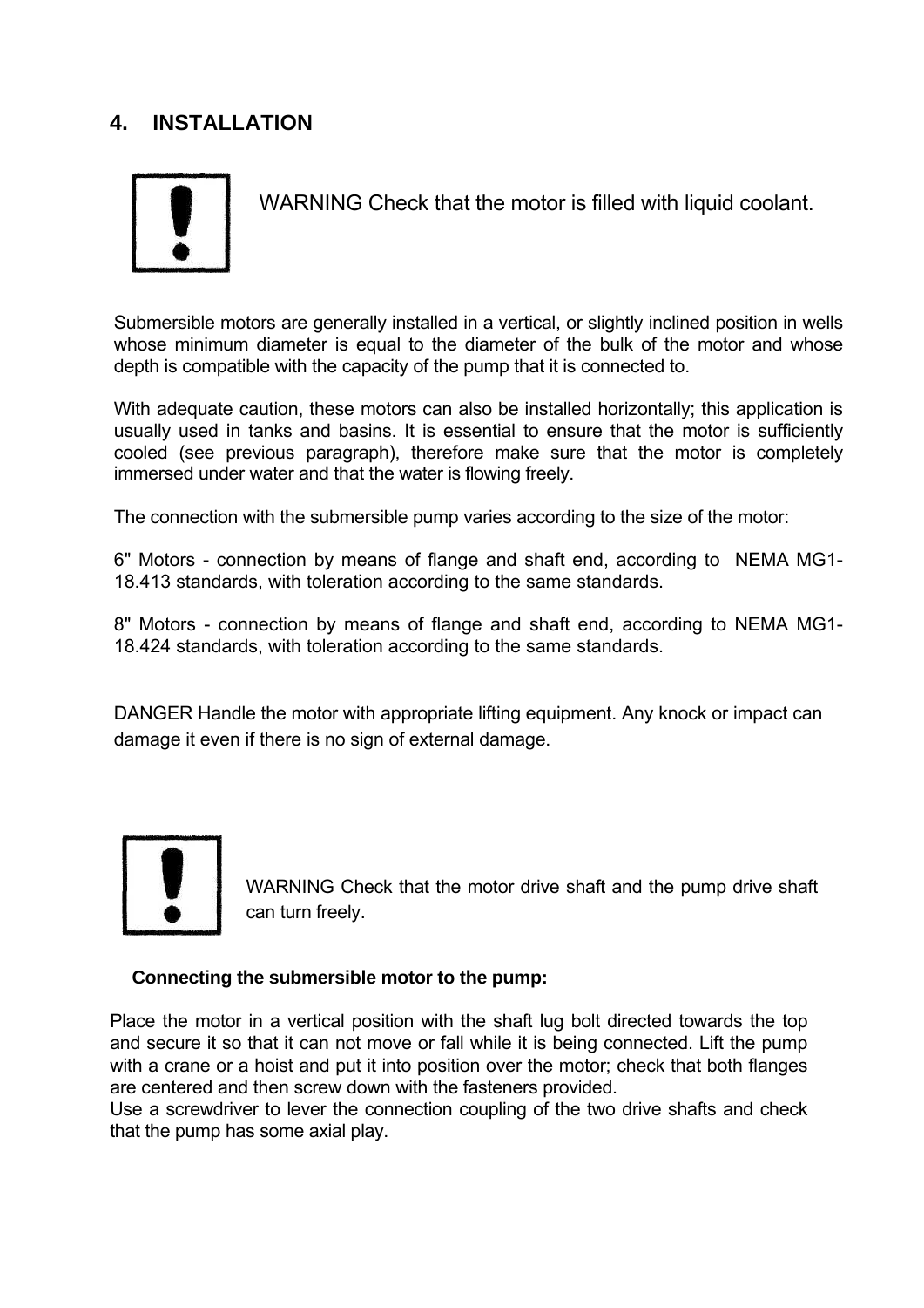# 4. INSTALLATION

WARNING Check that the motor is filled with liquid coolant.

Submersible motors are generally installed in a vertical, or slightly inclined position in wells whose minimum diameter is equal to the diameter of the bulk of the motor and whose depth is compatible with the capacity of the pump that it is connected to.

With adequate caution, these motors can also be installed horizontally; this application is usually used in tanks and basins. It is essential to ensure that the motor is sufficiently cooled (see previous paragraph), therefore make sure that the motor is completely immersed under water and that the water is flowing freely.

The connection with the submersible pump varies according to the size of the motor:

6" Motors - connection by means of flange and shaft end, according to NEMA MG1-18.413 standards, with toleration according to the same standards.

8" Motors - connection by means of flange and shaft end, according to NEMA MG1-18.424 standards, with toleration according to the same standards.

DANGER Handle the motor with appropriate lifting equipment. Any knock or impact can damage it even if there is no sign of external damage.

WARNING Check that the motor drive shaft and the pump drive shaft can turn freely.

**Connecting the submersible motor to the pump:**

Place the motor in a vertical position with the shaft lug bolt directed towards the top and secure it so that it can not move or fall while it is being connected. Lift the pump with a crane or a hoist and put it into position over the motor; check that both flanges are centered and then screw down with the fasteners provided.
Use a screwdriver to lever the connection coupling of the two drive shafts and check that the pump has some axial play.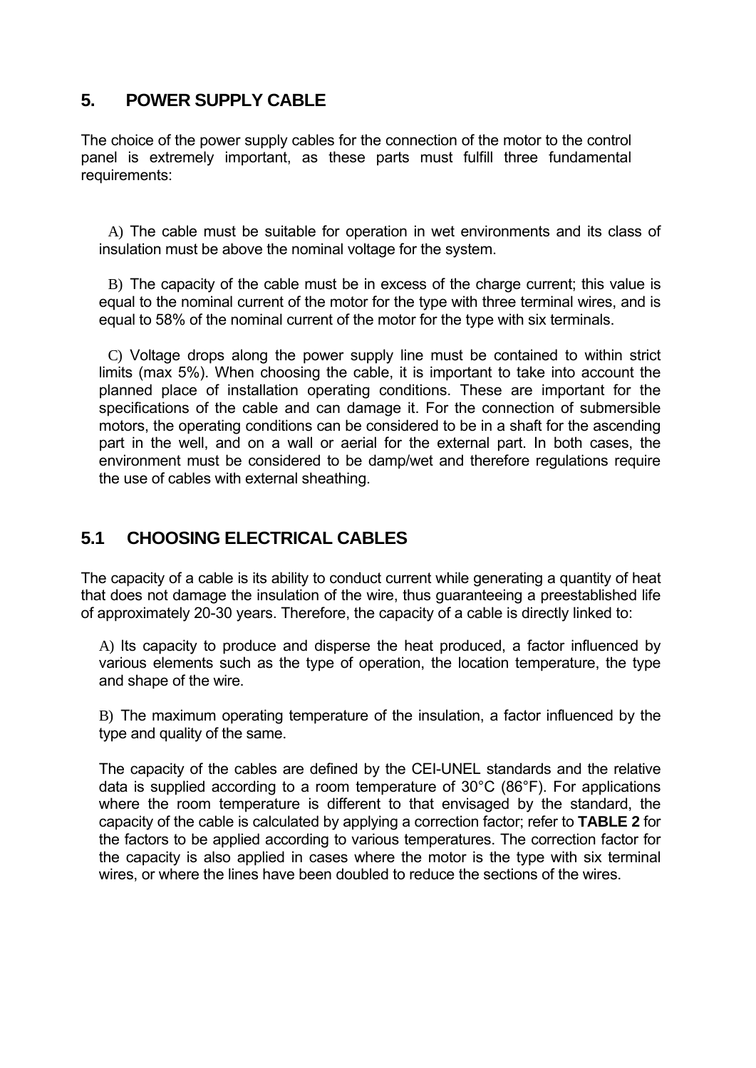## 5. POWER SUPPLY CABLE

The choice of the power supply cables for the connection of the motor to the control panel is extremely important, as these parts must fulfill three fundamental requirements:

A) The cable must be suitable for operation in wet environments and its class of insulation must be above the nominal voltage for the system.

B) The capacity of the cable must be in excess of the charge current; this value is equal to the nominal current of the motor for the type with three terminal wires, and is equal to 58% of the nominal current of the motor for the type with six terminals.

C) Voltage drops along the power supply line must be contained to within strict limits (max 5%). When choosing the cable, it is important to take into account the planned place of installation operating conditions. These are important for the specifications of the cable and can damage it. For the connection of submersible motors, the operating conditions can be considered to be in a shaft for the ascending part in the well, and on a wall or aerial for the external part. In both cases, the environment must be considered to be damp/wet and therefore regulations require the use of cables with external sheathing.

## 5.1 CHOOSING ELECTRICAL CABLES

The capacity of a cable is its ability to conduct current while generating a quantity of heat that does not damage the insulation of the wire, thus guaranteeing a preestablished life of approximately 20-30 years. Therefore, the capacity of a cable is directly linked to:

A) Its capacity to produce and disperse the heat produced, a factor influenced by various elements such as the type of operation, the location temperature, the type and shape of the wire.

B) The maximum operating temperature of the insulation, a factor influenced by the type and quality of the same.

The capacity of the cables are defined by the CEI-UNEL standards and the relative data is supplied according to a room temperature of 30°C (86°F). For applications where the room temperature is different to that envisaged by the standard, the capacity of the cable is calculated by applying a correction factor; refer to **TABLE 2** for the factors to be applied according to various temperatures. The correction factor for the capacity is also applied in cases where the motor is the type with six terminal wires, or where the lines have been doubled to reduce the sections of the wires.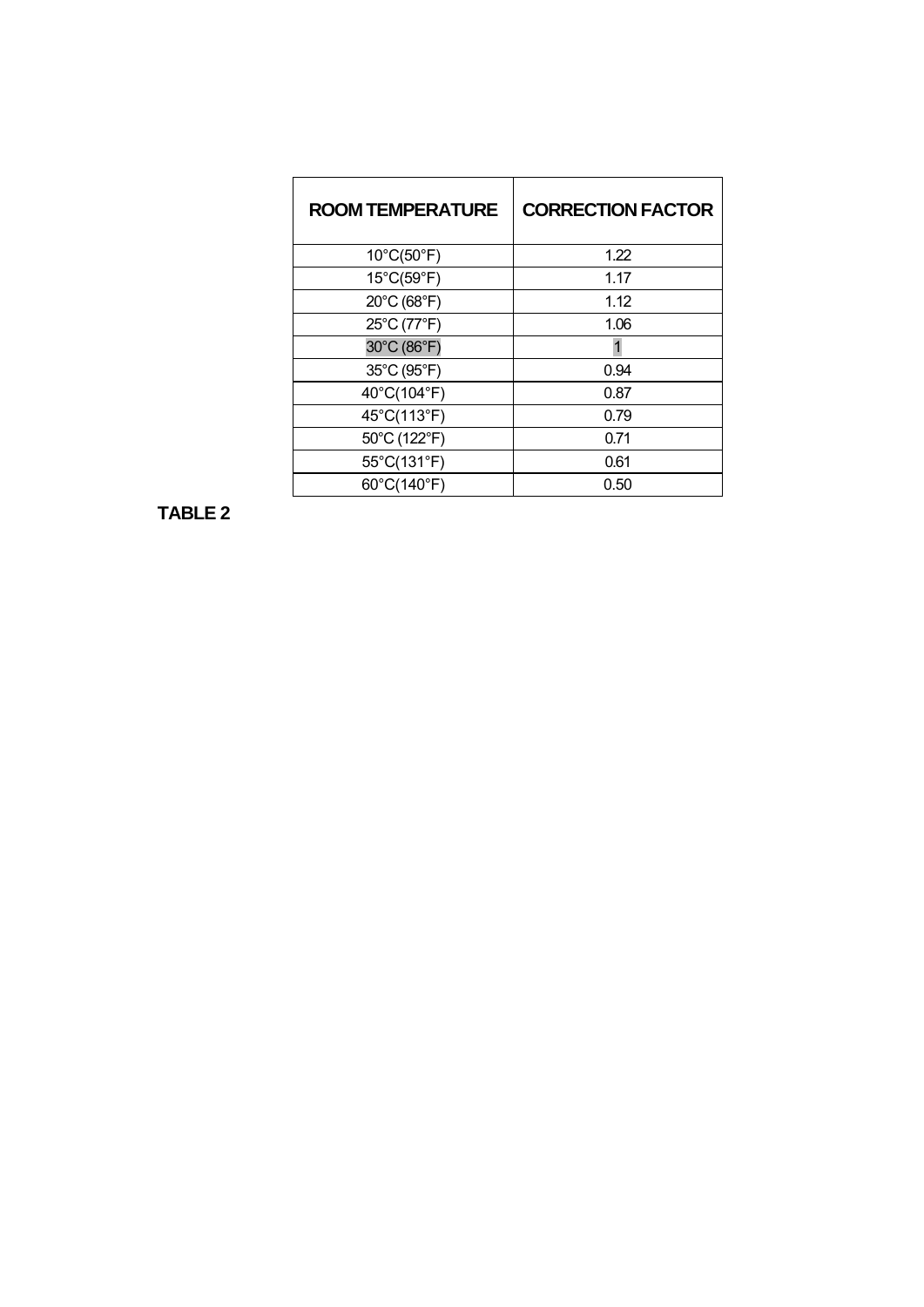| ROOM TEMPERATURE | CORRECTION FACTOR |
|---|---|
| 10°C(50°F) | 1.22 |
| 15°C(59°F) | 1.17 |
| 20°C (68°F) | 1.12 |
| 25°C (77°F) | 1.06 |
| 30°C (86°F) | 1 |
| 35°C (95°F) | 0.94 |
| 40°C(104°F) | 0.87 |
| 45°C(113°F) | 0.79 |
| 50°C (122°F) | 0.71 |
| 55°C(131°F) | 0.61 |
| 60°C(140°F) | 0.50 |

**TABLE 2**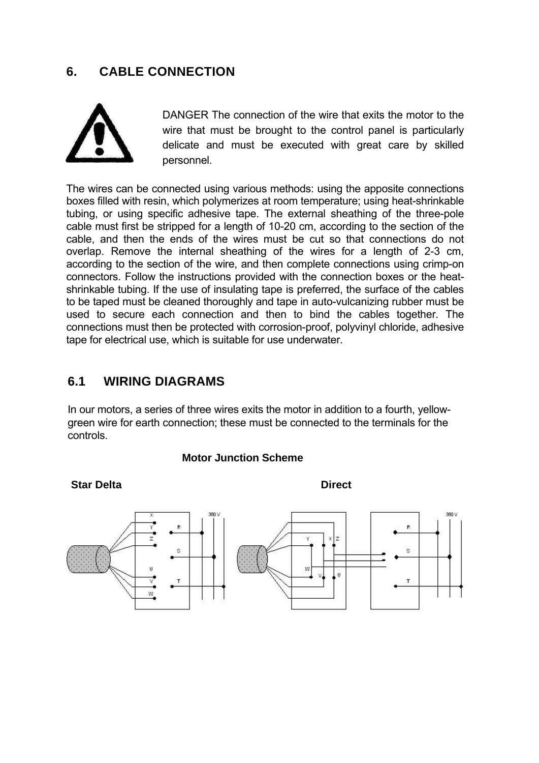## 6. CABLE CONNECTION

DANGER The connection of the wire that exits the motor to the wire that must be brought to the control panel is particularly delicate and must be executed with great care by skilled personnel.

The wires can be connected using various methods: using the apposite connections boxes filled with resin, which polymerizes at room temperature; using heat-shrinkable tubing, or using specific adhesive tape. The external sheathing of the three-pole cable must first be stripped for a length of 10-20 cm, according to the section of the cable, and then the ends of the wires must be cut so that connections do not overlap. Remove the internal sheathing of the wires for a length of 2-3 cm, according to the section of the wire, and then complete connections using crimp-on connectors. Follow the instructions provided with the connection boxes or the heat-shrinkable tubing. If the use of insulating tape is preferred, the surface of the cables to be taped must be cleaned thoroughly and tape in auto-vulcanizing rubber must be used to secure each connection and then to bind the cables together. The connections must then be protected with corrosion-proof, polyvinyl chloride, adhesive tape for electrical use, which is suitable for use underwater.

### 6.1 WIRING DIAGRAMS

In our motors, a series of three wires exits the motor in addition to a fourth, yellow-green wire for earth connection; these must be connected to the terminals for the controls.

**Motor Junction Scheme**

**Star Delta** **Direct**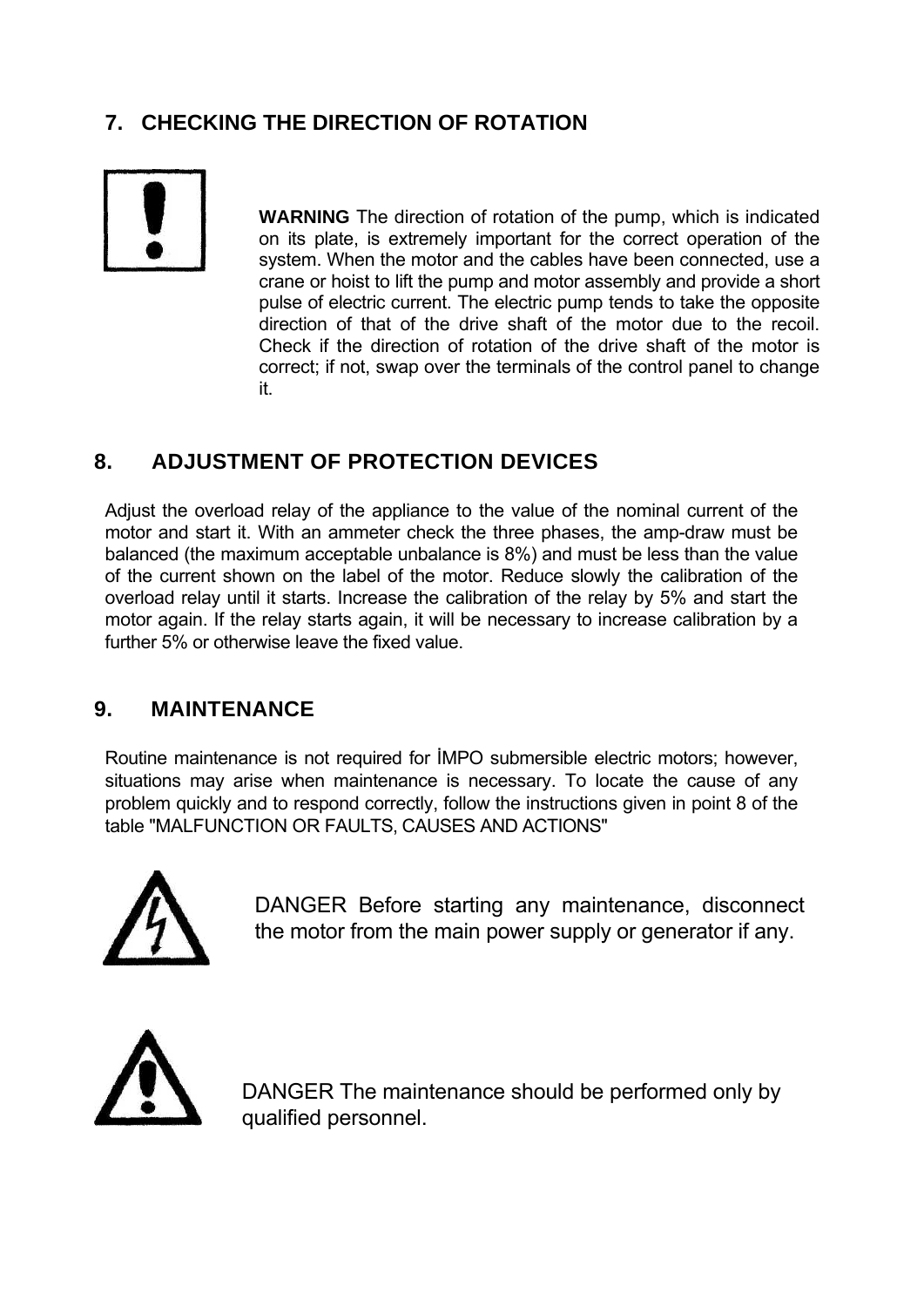## 7. CHECKING THE DIRECTION OF ROTATION

**WARNING** The direction of rotation of the pump, which is indicated on its plate, is extremely important for the correct operation of the system. When the motor and the cables have been connected, use a crane or hoist to lift the pump and motor assembly and provide a short pulse of electric current. The electric pump tends to take the opposite direction of that of the drive shaft of the motor due to the recoil. Check if the direction of rotation of the drive shaft of the motor is correct; if not, swap over the terminals of the control panel to change it.

## 8. ADJUSTMENT OF PROTECTION DEVICES

Adjust the overload relay of the appliance to the value of the nominal current of the motor and start it. With an ammeter check the three phases, the amp-draw must be balanced (the maximum acceptable unbalance is 8%) and must be less than the value of the current shown on the label of the motor. Reduce slowly the calibration of the overload relay until it starts. Increase the calibration of the relay by 5% and start the motor again. If the relay starts again, it will be necessary to increase calibration by a further 5% or otherwise leave the fixed value.

## 9. MAINTENANCE

Routine maintenance is not required for İMPO submersible electric motors; however, situations may arise when maintenance is necessary. To locate the cause of any problem quickly and to respond correctly, follow the instructions given in point 8 of the table "MALFUNCTION OR FAULTS, CAUSES AND ACTIONS"

DANGER Before starting any maintenance, disconnect the motor from the main power supply or generator if any.

DANGER The maintenance should be performed only by qualified personnel.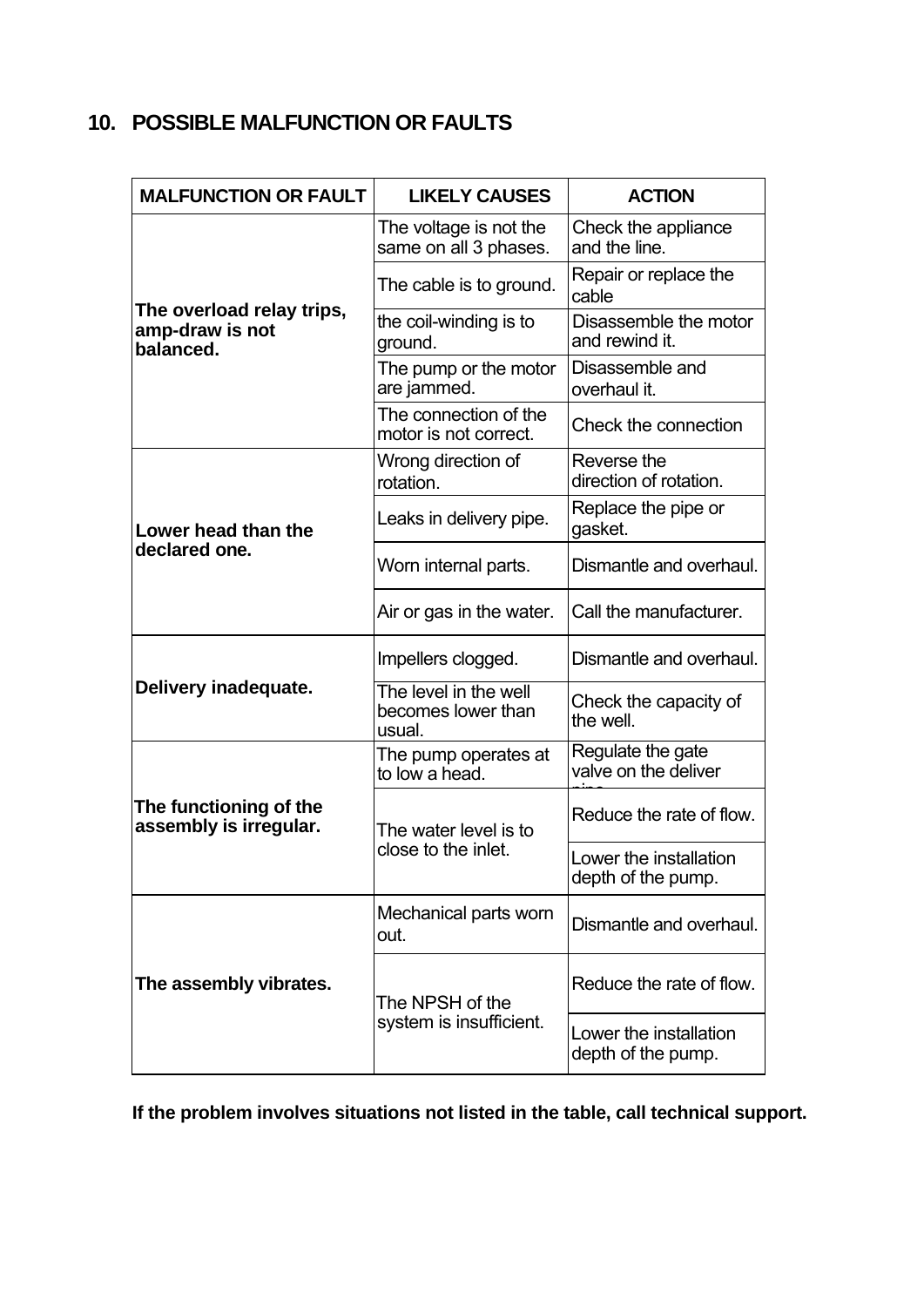## 10. POSSIBLE MALFUNCTION OR FAULTS

| MALFUNCTION OR FAULT | LIKELY CAUSES | ACTION |
|---|---|---|
| **The overload relay trips, amp-draw is not balanced.** | The voltage is not the same on all 3 phases. | Check the appliance and the line. |
| | The cable is to ground. | Repair or replace the cable |
| | the coil-winding is to ground. | Disassemble the motor and rewind it. |
| | The pump or the motor are jammed. | Disassemble and overhaul it. |
| | The connection of the motor is not correct. | Check the connection |
| **Lower head than the declared one.** | Wrong direction of rotation. | Reverse the direction of rotation. |
| | Leaks in delivery pipe. | Replace the pipe or gasket. |
| | Worn internal parts. | Dismantle and overhaul. |
| | Air or gas in the water. | Call the manufacturer. |
| **Delivery inadequate.** | Impellers clogged. | Dismantle and overhaul. |
| | The level in the well becomes lower than usual. | Check the capacity of the well. |
| **The functioning of the assembly is irregular.** | The pump operates at to low a head. | Regulate the gate valve on the deliver pipe |
| | The water level is to close to the inlet. | Reduce the rate of flow. |
| | | Lower the installation depth of the pump. |
| **The assembly vibrates.** | Mechanical parts worn out. | Dismantle and overhaul. |
| | The NPSH of the system is insufficient. | Reduce the rate of flow. |
| | | Lower the installation depth of the pump. |

**If the problem involves situations not listed in the table, call technical support.**